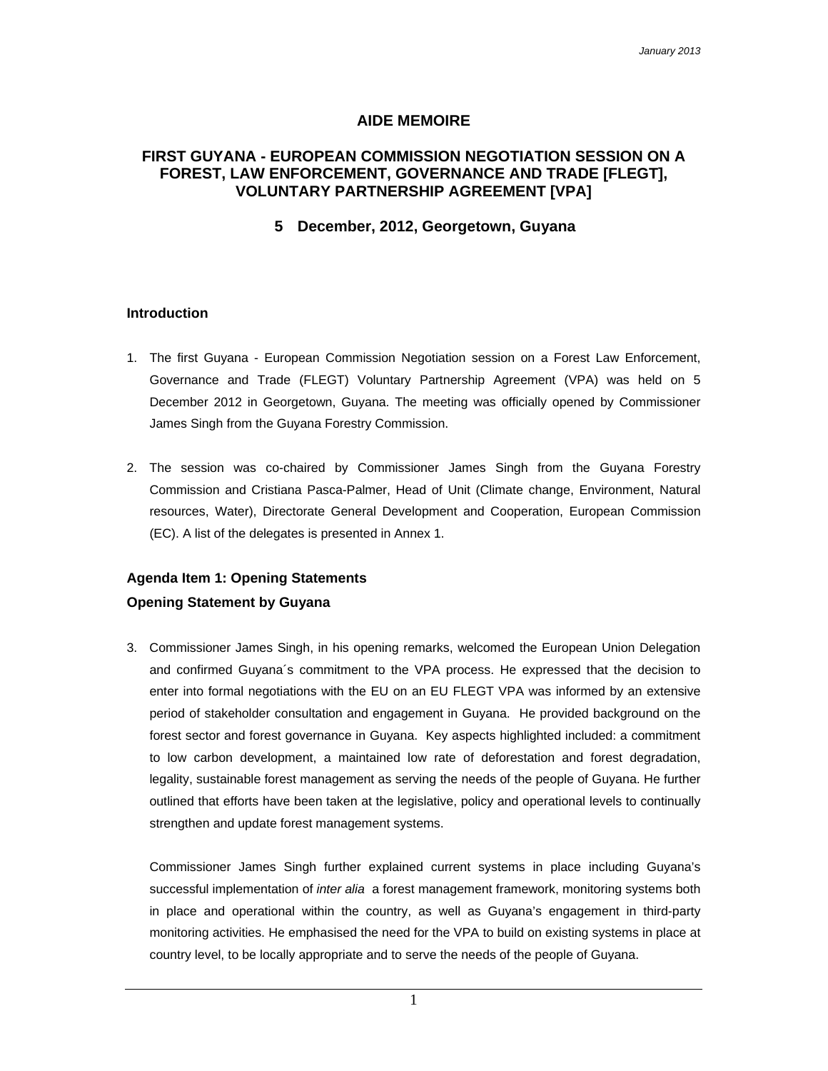January 2013

# AIDE MEMOIRE

## FIRST GUYANA - EUROPEAN COMMISSION NEGOTIATION SESSION ON A FOREST, LAW ENFORCEMENT, GOVERNANCE AND TRADE [FLEGT], VOLUNTARY PARTNERSHIP AGREEMENT [VPA]

### 5 December, 2012, Georgetown, Guyana

**Introduction**

1. The first Guyana - European Commission Negotiation session on a Forest Law Enforcement, Governance and Trade (FLEGT) Voluntary Partnership Agreement (VPA) was held on 5 December 2012 in Georgetown, Guyana. The meeting was officially opened by Commissioner James Singh from the Guyana Forestry Commission.

2. The session was co-chaired by Commissioner James Singh from the Guyana Forestry Commission and Cristiana Pasca-Palmer, Head of Unit (Climate change, Environment, Natural resources, Water), Directorate General Development and Cooperation, European Commission (EC). A list of the delegates is presented in Annex 1.

**Agenda Item 1: Opening Statements**

**Opening Statement by Guyana**

3. Commissioner James Singh, in his opening remarks, welcomed the European Union Delegation and confirmed Guyana´s commitment to the VPA process. He expressed that the decision to enter into formal negotiations with the EU on an EU FLEGT VPA was informed by an extensive period of stakeholder consultation and engagement in Guyana. He provided background on the forest sector and forest governance in Guyana. Key aspects highlighted included: a commitment to low carbon development, a maintained low rate of deforestation and forest degradation, legality, sustainable forest management as serving the needs of the people of Guyana. He further outlined that efforts have been taken at the legislative, policy and operational levels to continually strengthen and update forest management systems.

   Commissioner James Singh further explained current systems in place including Guyana's successful implementation of *inter alia* a forest management framework, monitoring systems both in place and operational within the country, as well as Guyana's engagement in third-party monitoring activities. He emphasised the need for the VPA to build on existing systems in place at country level, to be locally appropriate and to serve the needs of the people of Guyana.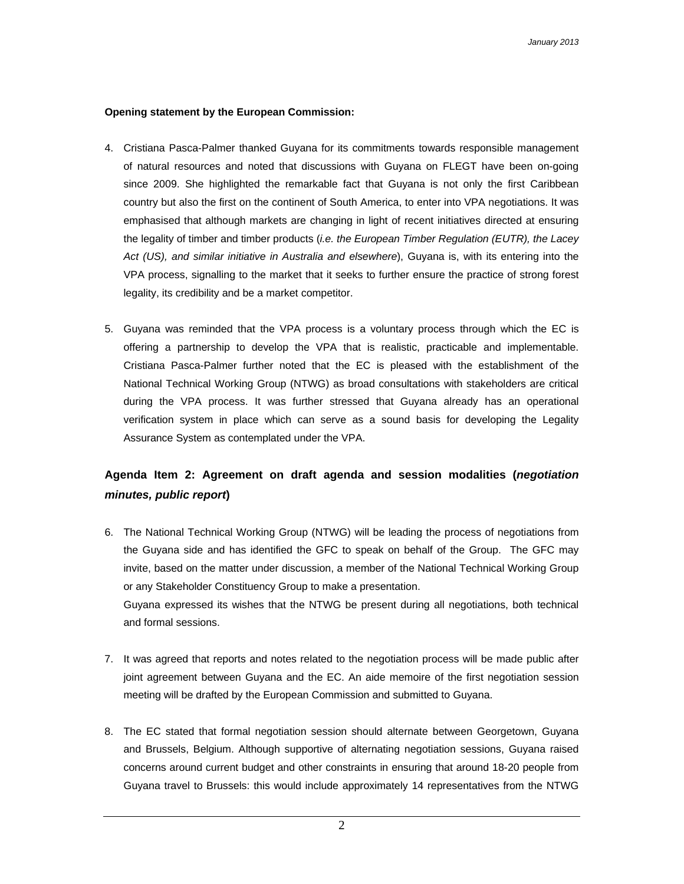**Opening statement by the European Commission:**

4. Cristiana Pasca-Palmer thanked Guyana for its commitments towards responsible management of natural resources and noted that discussions with Guyana on FLEGT have been on-going since 2009. She highlighted the remarkable fact that Guyana is not only the first Caribbean country but also the first on the continent of South America, to enter into VPA negotiations. It was emphasised that although markets are changing in light of recent initiatives directed at ensuring the legality of timber and timber products (*i.e. the European Timber Regulation (EUTR), the Lacey Act (US), and similar initiative in Australia and elsewhere*), Guyana is, with its entering into the VPA process, signalling to the market that it seeks to further ensure the practice of strong forest legality, its credibility and be a market competitor.

5. Guyana was reminded that the VPA process is a voluntary process through which the EC is offering a partnership to develop the VPA that is realistic, practicable and implementable. Cristiana Pasca-Palmer further noted that the EC is pleased with the establishment of the National Technical Working Group (NTWG) as broad consultations with stakeholders are critical during the VPA process. It was further stressed that Guyana already has an operational verification system in place which can serve as a sound basis for developing the Legality Assurance System as contemplated under the VPA.

## Agenda Item 2: Agreement on draft agenda and session modalities (*negotiation minutes, public report*)

6. The National Technical Working Group (NTWG) will be leading the process of negotiations from the Guyana side and has identified the GFC to speak on behalf of the Group. The GFC may invite, based on the matter under discussion, a member of the National Technical Working Group or any Stakeholder Constituency Group to make a presentation.
   Guyana expressed its wishes that the NTWG be present during all negotiations, both technical and formal sessions.

7. It was agreed that reports and notes related to the negotiation process will be made public after joint agreement between Guyana and the EC. An aide memoire of the first negotiation session meeting will be drafted by the European Commission and submitted to Guyana.

8. The EC stated that formal negotiation session should alternate between Georgetown, Guyana and Brussels, Belgium. Although supportive of alternating negotiation sessions, Guyana raised concerns around current budget and other constraints in ensuring that around 18-20 people from Guyana travel to Brussels: this would include approximately 14 representatives from the NTWG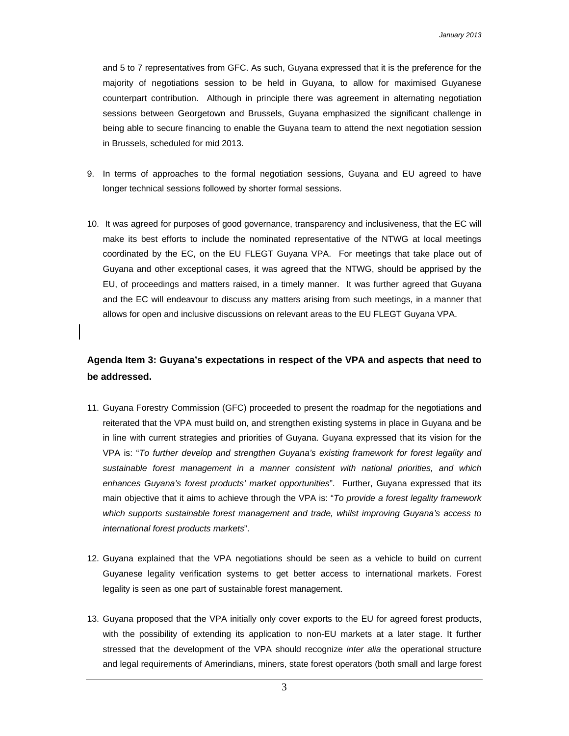and 5 to 7 representatives from GFC. As such, Guyana expressed that it is the preference for the majority of negotiations session to be held in Guyana, to allow for maximised Guyanese counterpart contribution. Although in principle there was agreement in alternating negotiation sessions between Georgetown and Brussels, Guyana emphasized the significant challenge in being able to secure financing to enable the Guyana team to attend the next negotiation session in Brussels, scheduled for mid 2013.

9. In terms of approaches to the formal negotiation sessions, Guyana and EU agreed to have longer technical sessions followed by shorter formal sessions.

10. It was agreed for purposes of good governance, transparency and inclusiveness, that the EC will make its best efforts to include the nominated representative of the NTWG at local meetings coordinated by the EC, on the EU FLEGT Guyana VPA. For meetings that take place out of Guyana and other exceptional cases, it was agreed that the NTWG, should be apprised by the EU, of proceedings and matters raised, in a timely manner. It was further agreed that Guyana and the EC will endeavour to discuss any matters arising from such meetings, in a manner that allows for open and inclusive discussions on relevant areas to the EU FLEGT Guyana VPA.

## Agenda Item 3: Guyana's expectations in respect of the VPA and aspects that need to be addressed.

11. Guyana Forestry Commission (GFC) proceeded to present the roadmap for the negotiations and reiterated that the VPA must build on, and strengthen existing systems in place in Guyana and be in line with current strategies and priorities of Guyana. Guyana expressed that its vision for the VPA is: "*To further develop and strengthen Guyana's existing framework for forest legality and sustainable forest management in a manner consistent with national priorities, and which enhances Guyana's forest products' market opportunities*". Further, Guyana expressed that its main objective that it aims to achieve through the VPA is: "*To provide a forest legality framework which supports sustainable forest management and trade, whilst improving Guyana's access to international forest products markets*".

12. Guyana explained that the VPA negotiations should be seen as a vehicle to build on current Guyanese legality verification systems to get better access to international markets. Forest legality is seen as one part of sustainable forest management.

13. Guyana proposed that the VPA initially only cover exports to the EU for agreed forest products, with the possibility of extending its application to non-EU markets at a later stage. It further stressed that the development of the VPA should recognize *inter alia* the operational structure and legal requirements of Amerindians, miners, state forest operators (both small and large forest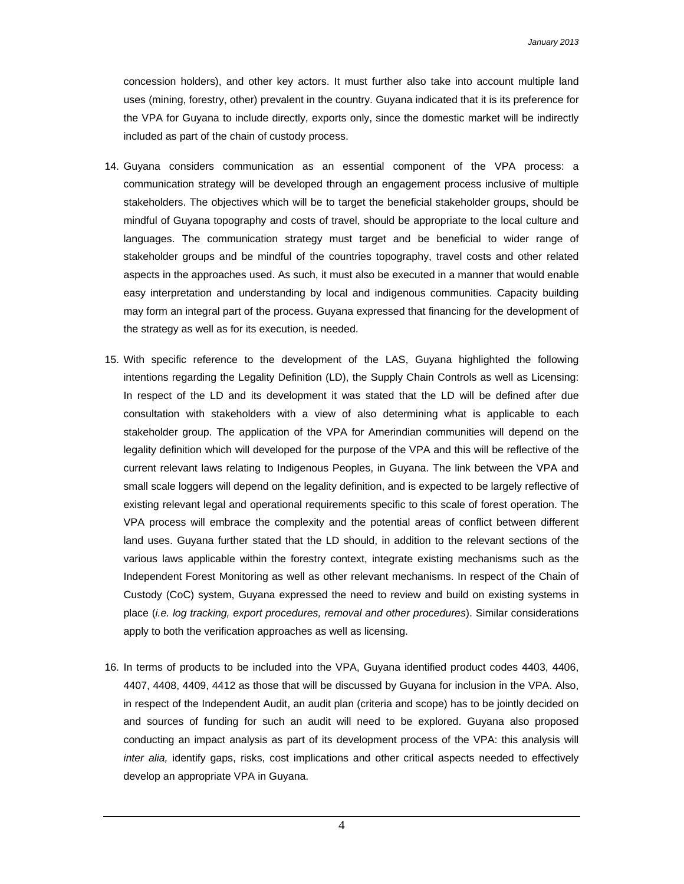concession holders), and other key actors. It must further also take into account multiple land uses (mining, forestry, other) prevalent in the country. Guyana indicated that it is its preference for the VPA for Guyana to include directly, exports only, since the domestic market will be indirectly included as part of the chain of custody process.

14. Guyana considers communication as an essential component of the VPA process: a communication strategy will be developed through an engagement process inclusive of multiple stakeholders. The objectives which will be to target the beneficial stakeholder groups, should be mindful of Guyana topography and costs of travel, should be appropriate to the local culture and languages. The communication strategy must target and be beneficial to wider range of stakeholder groups and be mindful of the countries topography, travel costs and other related aspects in the approaches used. As such, it must also be executed in a manner that would enable easy interpretation and understanding by local and indigenous communities. Capacity building may form an integral part of the process. Guyana expressed that financing for the development of the strategy as well as for its execution, is needed.

15. With specific reference to the development of the LAS, Guyana highlighted the following intentions regarding the Legality Definition (LD), the Supply Chain Controls as well as Licensing: In respect of the LD and its development it was stated that the LD will be defined after due consultation with stakeholders with a view of also determining what is applicable to each stakeholder group. The application of the VPA for Amerindian communities will depend on the legality definition which will developed for the purpose of the VPA and this will be reflective of the current relevant laws relating to Indigenous Peoples, in Guyana. The link between the VPA and small scale loggers will depend on the legality definition, and is expected to be largely reflective of existing relevant legal and operational requirements specific to this scale of forest operation. The VPA process will embrace the complexity and the potential areas of conflict between different land uses. Guyana further stated that the LD should, in addition to the relevant sections of the various laws applicable within the forestry context, integrate existing mechanisms such as the Independent Forest Monitoring as well as other relevant mechanisms. In respect of the Chain of Custody (CoC) system, Guyana expressed the need to review and build on existing systems in place (*i.e. log tracking, export procedures, removal and other procedures*). Similar considerations apply to both the verification approaches as well as licensing.

16. In terms of products to be included into the VPA, Guyana identified product codes 4403, 4406, 4407, 4408, 4409, 4412 as those that will be discussed by Guyana for inclusion in the VPA. Also, in respect of the Independent Audit, an audit plan (criteria and scope) has to be jointly decided on and sources of funding for such an audit will need to be explored. Guyana also proposed conducting an impact analysis as part of its development process of the VPA: this analysis will *inter alia,* identify gaps, risks, cost implications and other critical aspects needed to effectively develop an appropriate VPA in Guyana.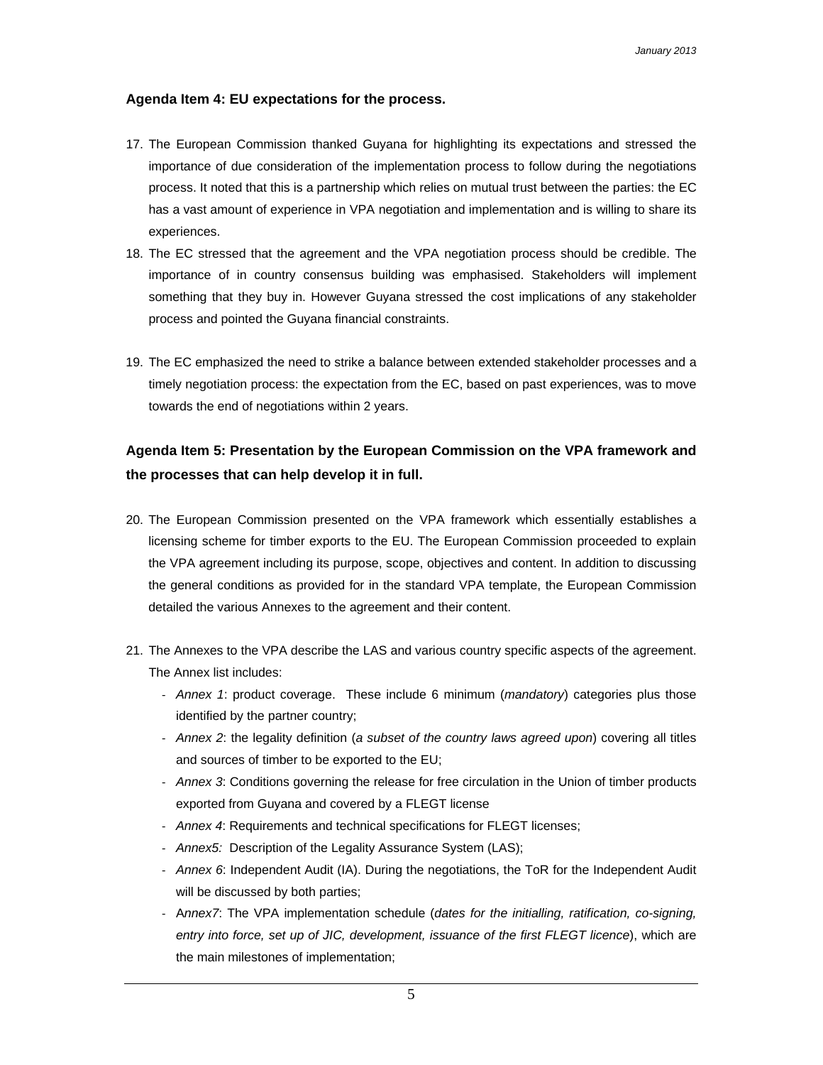**Agenda Item 4: EU expectations for the process.**

17. The European Commission thanked Guyana for highlighting its expectations and stressed the importance of due consideration of the implementation process to follow during the negotiations process. It noted that this is a partnership which relies on mutual trust between the parties: the EC has a vast amount of experience in VPA negotiation and implementation and is willing to share its experiences.
18. The EC stressed that the agreement and the VPA negotiation process should be credible. The importance of in country consensus building was emphasised. Stakeholders will implement something that they buy in. However Guyana stressed the cost implications of any stakeholder process and pointed the Guyana financial constraints.

19. The EC emphasized the need to strike a balance between extended stakeholder processes and a timely negotiation process: the expectation from the EC, based on past experiences, was to move towards the end of negotiations within 2 years.

**Agenda Item 5: Presentation by the European Commission on the VPA framework and the processes that can help develop it in full.**

20. The European Commission presented on the VPA framework which essentially establishes a licensing scheme for timber exports to the EU. The European Commission proceeded to explain the VPA agreement including its purpose, scope, objectives and content. In addition to discussing the general conditions as provided for in the standard VPA template, the European Commission detailed the various Annexes to the agreement and their content.

21. The Annexes to the VPA describe the LAS and various country specific aspects of the agreement. The Annex list includes:
    - *Annex 1*: product coverage. These include 6 minimum (*mandatory*) categories plus those identified by the partner country;
    - *Annex 2*: the legality definition (*a subset of the country laws agreed upon*) covering all titles and sources of timber to be exported to the EU;
    - *Annex 3*: Conditions governing the release for free circulation in the Union of timber products exported from Guyana and covered by a FLEGT license
    - *Annex 4*: Requirements and technical specifications for FLEGT licenses;
    - *Annex5:* Description of the Legality Assurance System (LAS);
    - *Annex 6*: Independent Audit (IA). During the negotiations, the ToR for the Independent Audit will be discussed by both parties;
    - A*nnex7*: The VPA implementation schedule (*dates for the initialling, ratification, co-signing, entry into force, set up of JIC, development, issuance of the first FLEGT licence*), which are the main milestones of implementation;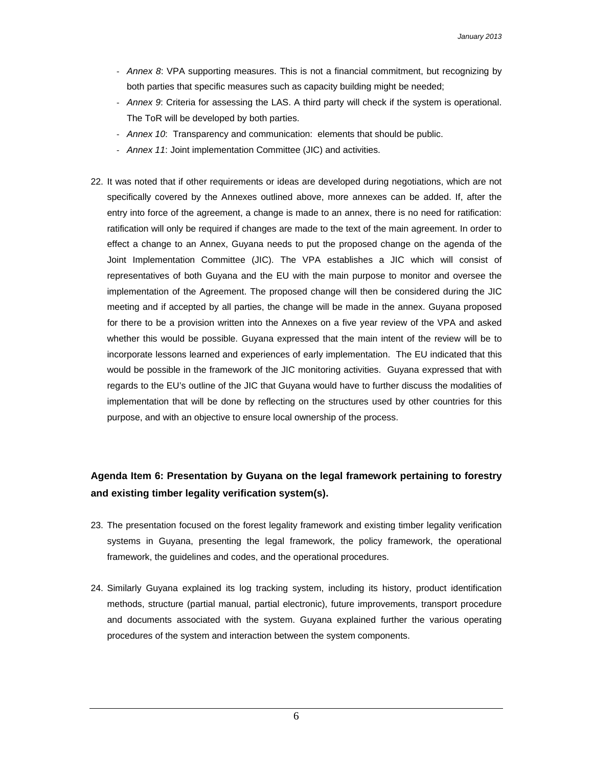- *Annex 8*: VPA supporting measures. This is not a financial commitment, but recognizing by both parties that specific measures such as capacity building might be needed;
- *Annex 9*: Criteria for assessing the LAS. A third party will check if the system is operational. The ToR will be developed by both parties.
- *Annex 10*: Transparency and communication: elements that should be public.
- *Annex 11*: Joint implementation Committee (JIC) and activities.

22. It was noted that if other requirements or ideas are developed during negotiations, which are not specifically covered by the Annexes outlined above, more annexes can be added. If, after the entry into force of the agreement, a change is made to an annex, there is no need for ratification: ratification will only be required if changes are made to the text of the main agreement. In order to effect a change to an Annex, Guyana needs to put the proposed change on the agenda of the Joint Implementation Committee (JIC). The VPA establishes a JIC which will consist of representatives of both Guyana and the EU with the main purpose to monitor and oversee the implementation of the Agreement. The proposed change will then be considered during the JIC meeting and if accepted by all parties, the change will be made in the annex. Guyana proposed for there to be a provision written into the Annexes on a five year review of the VPA and asked whether this would be possible. Guyana expressed that the main intent of the review will be to incorporate lessons learned and experiences of early implementation. The EU indicated that this would be possible in the framework of the JIC monitoring activities. Guyana expressed that with regards to the EU's outline of the JIC that Guyana would have to further discuss the modalities of implementation that will be done by reflecting on the structures used by other countries for this purpose, and with an objective to ensure local ownership of the process.

**Agenda Item 6: Presentation by Guyana on the legal framework pertaining to forestry and existing timber legality verification system(s).**

23. The presentation focused on the forest legality framework and existing timber legality verification systems in Guyana, presenting the legal framework, the policy framework, the operational framework, the guidelines and codes, and the operational procedures.

24. Similarly Guyana explained its log tracking system, including its history, product identification methods, structure (partial manual, partial electronic), future improvements, transport procedure and documents associated with the system. Guyana explained further the various operating procedures of the system and interaction between the system components.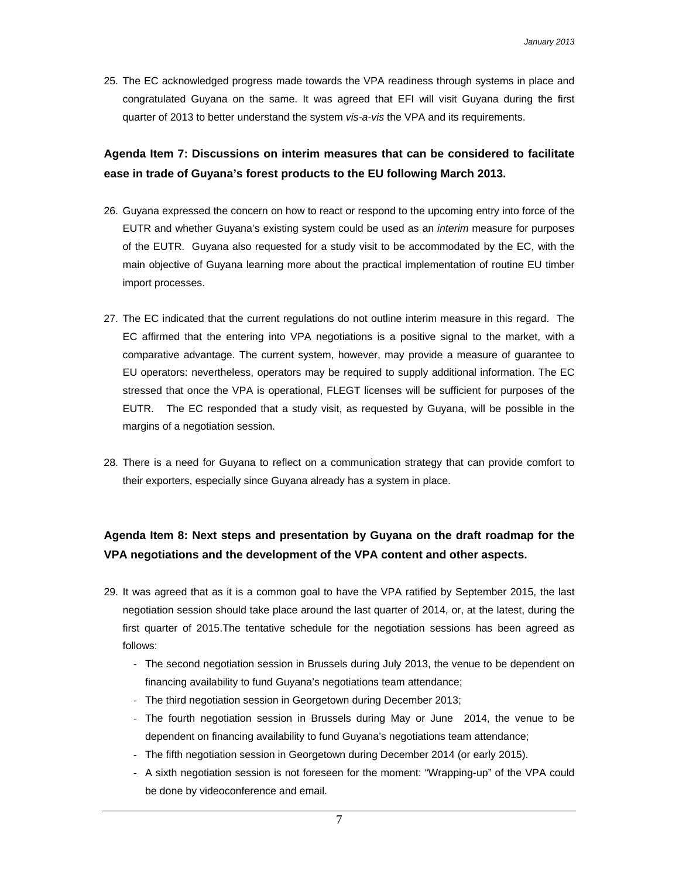25. The EC acknowledged progress made towards the VPA readiness through systems in place and congratulated Guyana on the same. It was agreed that EFI will visit Guyana during the first quarter of 2013 to better understand the system *vis-a-vis* the VPA and its requirements.

**Agenda Item 7: Discussions on interim measures that can be considered to facilitate ease in trade of Guyana's forest products to the EU following March 2013.**

26. Guyana expressed the concern on how to react or respond to the upcoming entry into force of the EUTR and whether Guyana's existing system could be used as an *interim* measure for purposes of the EUTR. Guyana also requested for a study visit to be accommodated by the EC, with the main objective of Guyana learning more about the practical implementation of routine EU timber import processes.

27. The EC indicated that the current regulations do not outline interim measure in this regard. The EC affirmed that the entering into VPA negotiations is a positive signal to the market, with a comparative advantage. The current system, however, may provide a measure of guarantee to EU operators: nevertheless, operators may be required to supply additional information. The EC stressed that once the VPA is operational, FLEGT licenses will be sufficient for purposes of the EUTR. The EC responded that a study visit, as requested by Guyana, will be possible in the margins of a negotiation session.

28. There is a need for Guyana to reflect on a communication strategy that can provide comfort to their exporters, especially since Guyana already has a system in place.

**Agenda Item 8: Next steps and presentation by Guyana on the draft roadmap for the VPA negotiations and the development of the VPA content and other aspects.**

29. It was agreed that as it is a common goal to have the VPA ratified by September 2015, the last negotiation session should take place around the last quarter of 2014, or, at the latest, during the first quarter of 2015.The tentative schedule for the negotiation sessions has been agreed as follows:
    - The second negotiation session in Brussels during July 2013, the venue to be dependent on financing availability to fund Guyana's negotiations team attendance;
    - The third negotiation session in Georgetown during December 2013;
    - The fourth negotiation session in Brussels during May or June 2014, the venue to be dependent on financing availability to fund Guyana's negotiations team attendance;
    - The fifth negotiation session in Georgetown during December 2014 (or early 2015).
    - A sixth negotiation session is not foreseen for the moment: "Wrapping-up" of the VPA could be done by videoconference and email.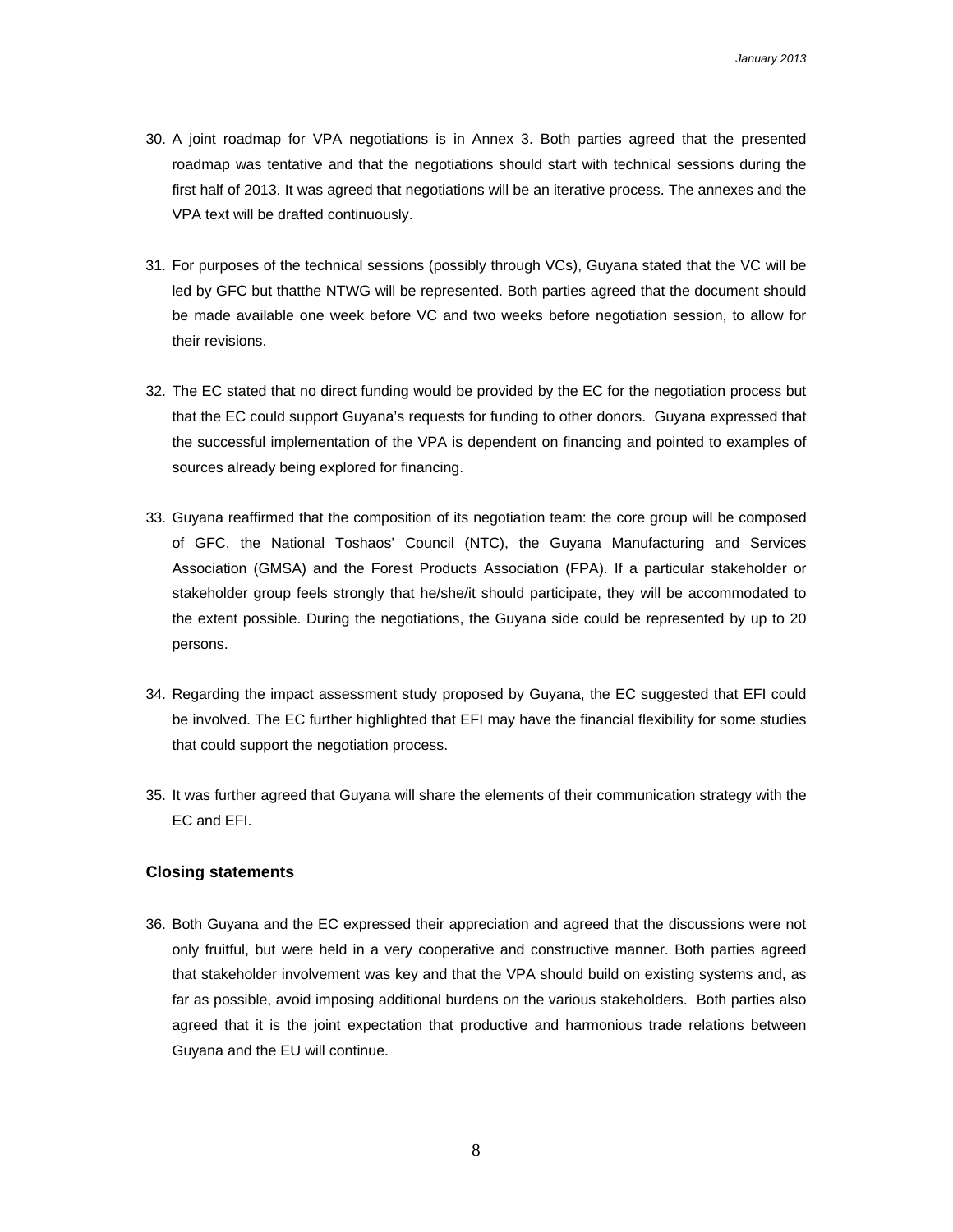30. A joint roadmap for VPA negotiations is in Annex 3. Both parties agreed that the presented roadmap was tentative and that the negotiations should start with technical sessions during the first half of 2013. It was agreed that negotiations will be an iterative process. The annexes and the VPA text will be drafted continuously.

31. For purposes of the technical sessions (possibly through VCs), Guyana stated that the VC will be led by GFC but thatthe NTWG will be represented. Both parties agreed that the document should be made available one week before VC and two weeks before negotiation session, to allow for their revisions.

32. The EC stated that no direct funding would be provided by the EC for the negotiation process but that the EC could support Guyana's requests for funding to other donors. Guyana expressed that the successful implementation of the VPA is dependent on financing and pointed to examples of sources already being explored for financing.

33. Guyana reaffirmed that the composition of its negotiation team: the core group will be composed of GFC, the National Toshaos' Council (NTC), the Guyana Manufacturing and Services Association (GMSA) and the Forest Products Association (FPA). If a particular stakeholder or stakeholder group feels strongly that he/she/it should participate, they will be accommodated to the extent possible. During the negotiations, the Guyana side could be represented by up to 20 persons.

34. Regarding the impact assessment study proposed by Guyana, the EC suggested that EFI could be involved. The EC further highlighted that EFI may have the financial flexibility for some studies that could support the negotiation process.

35. It was further agreed that Guyana will share the elements of their communication strategy with the EC and EFI.

### Closing statements

36. Both Guyana and the EC expressed their appreciation and agreed that the discussions were not only fruitful, but were held in a very cooperative and constructive manner. Both parties agreed that stakeholder involvement was key and that the VPA should build on existing systems and, as far as possible, avoid imposing additional burdens on the various stakeholders. Both parties also agreed that it is the joint expectation that productive and harmonious trade relations between Guyana and the EU will continue.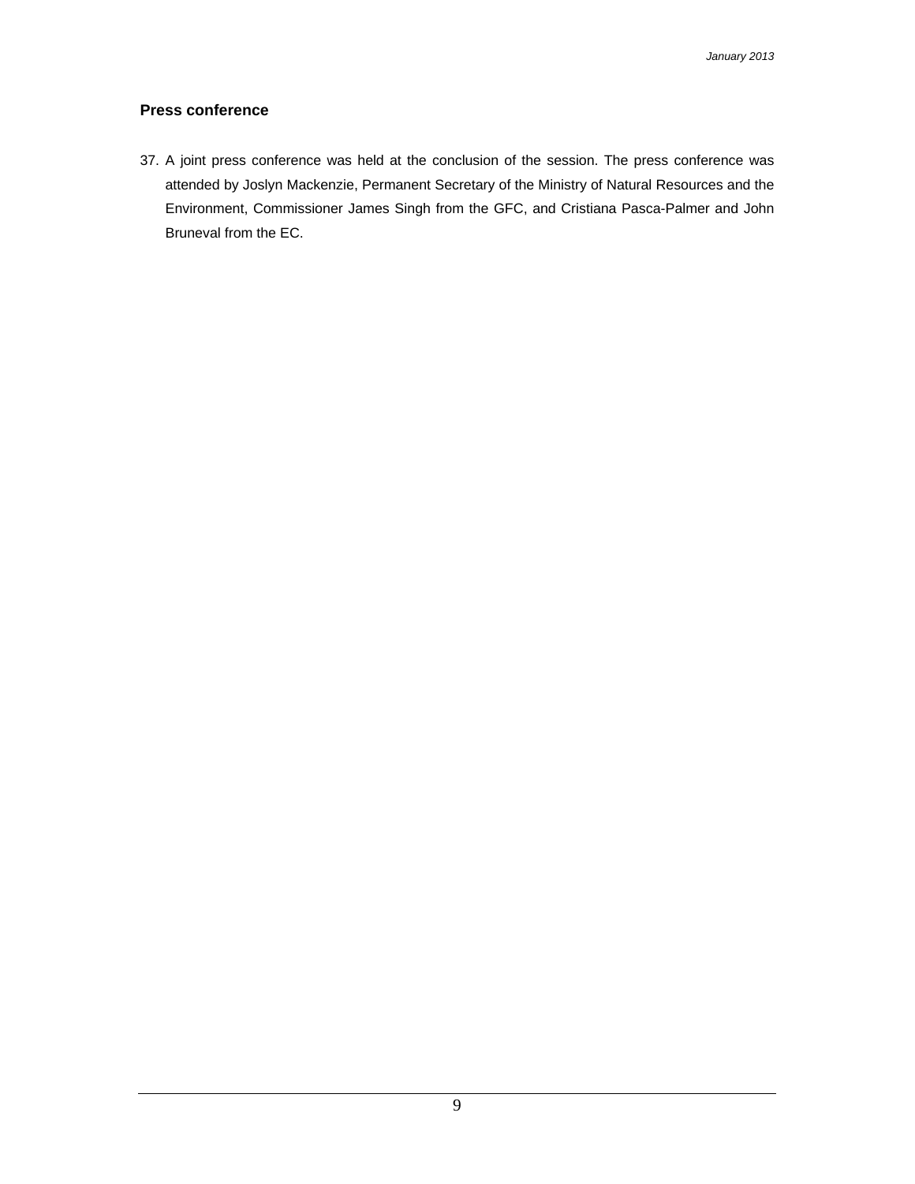## Press conference

37. A joint press conference was held at the conclusion of the session. The press conference was attended by Joslyn Mackenzie, Permanent Secretary of the Ministry of Natural Resources and the Environment, Commissioner James Singh from the GFC, and Cristiana Pasca-Palmer and John Bruneval from the EC.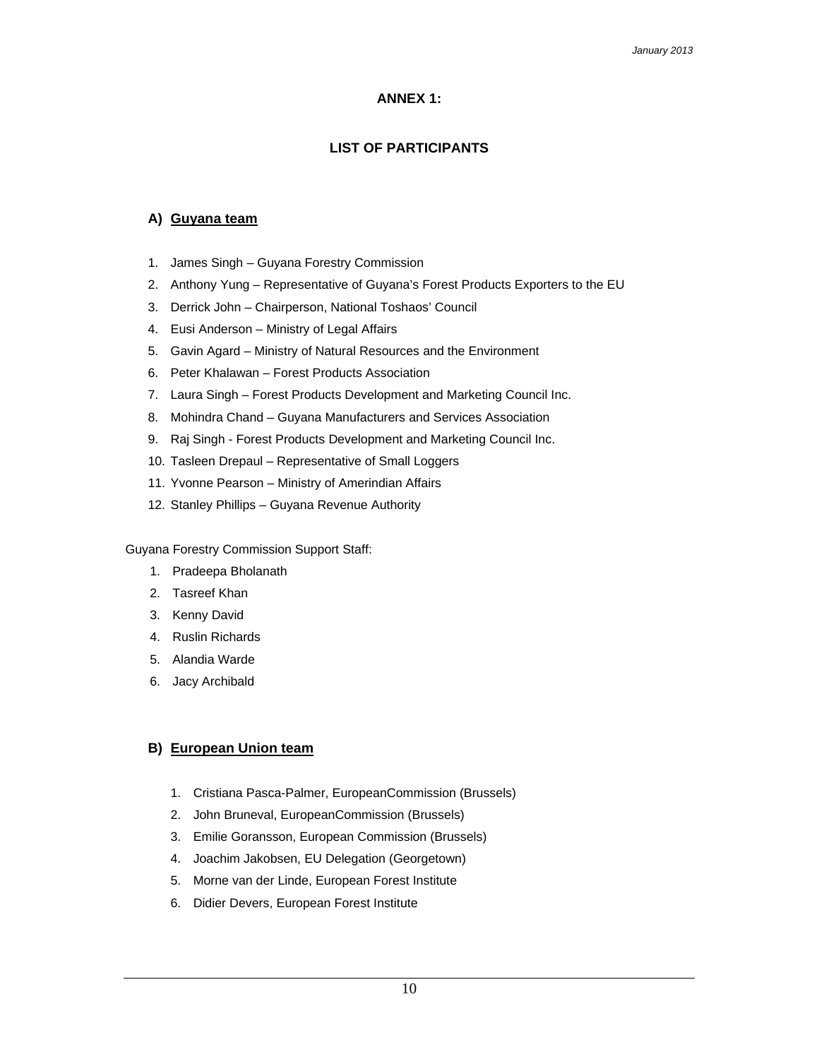# ANNEX 1:

## LIST OF PARTICIPANTS

### A) Guyana team

1. James Singh – Guyana Forestry Commission
2. Anthony Yung – Representative of Guyana's Forest Products Exporters to the EU
3. Derrick John – Chairperson, National Toshaos' Council
4. Eusi Anderson – Ministry of Legal Affairs
5. Gavin Agard – Ministry of Natural Resources and the Environment
6. Peter Khalawan – Forest Products Association
7. Laura Singh – Forest Products Development and Marketing Council Inc.
8. Mohindra Chand – Guyana Manufacturers and Services Association
9. Raj Singh - Forest Products Development and Marketing Council Inc.
10. Tasleen Drepaul – Representative of Small Loggers
11. Yvonne Pearson – Ministry of Amerindian Affairs
12. Stanley Phillips – Guyana Revenue Authority

Guyana Forestry Commission Support Staff:

1. Pradeepa Bholanath
2. Tasreef Khan
3. Kenny David
4. Ruslin Richards
5. Alandia Warde
6. Jacy Archibald

### B) European Union team

1. Cristiana Pasca-Palmer, EuropeanCommission (Brussels)
2. John Bruneval, EuropeanCommission (Brussels)
3. Emilie Goransson, European Commission (Brussels)
4. Joachim Jakobsen, EU Delegation (Georgetown)
5. Morne van der Linde, European Forest Institute
6. Didier Devers, European Forest Institute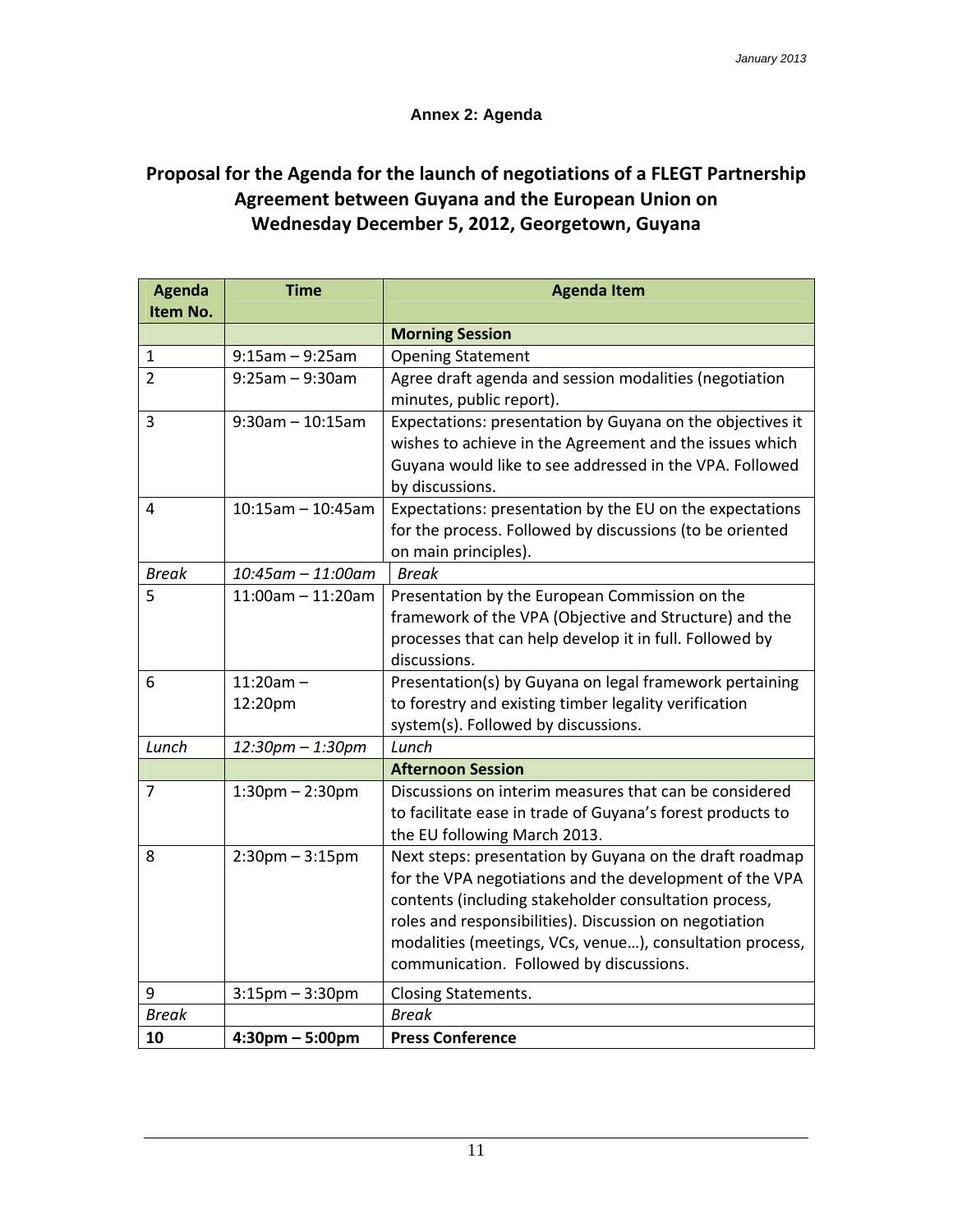## Annex 2: Agenda

# Proposal for the Agenda for the launch of negotiations of a FLEGT Partnership Agreement between Guyana and the European Union on Wednesday December 5, 2012, Georgetown, Guyana

| Agenda Item No. | Time | Agenda Item |
|---|---|---|
| | | **Morning Session** |
| 1 | 9:15am – 9:25am | Opening Statement |
| 2 | 9:25am – 9:30am | Agree draft agenda and session modalities (negotiation minutes, public report). |
| 3 | 9:30am – 10:15am | Expectations: presentation by Guyana on the objectives it wishes to achieve in the Agreement and the issues which Guyana would like to see addressed in the VPA. Followed by discussions. |
| 4 | 10:15am – 10:45am | Expectations: presentation by the EU on the expectations for the process. Followed by discussions (to be oriented on main principles). |
| *Break* | *10:45am – 11:00am* | *Break* |
| 5 | 11:00am – 11:20am | Presentation by the European Commission on the framework of the VPA (Objective and Structure) and the processes that can help develop it in full. Followed by discussions. |
| 6 | 11:20am – 12:20pm | Presentation(s) by Guyana on legal framework pertaining to forestry and existing timber legality verification system(s). Followed by discussions. |
| *Lunch* | *12:30pm – 1:30pm* | *Lunch* |
| | | **Afternoon Session** |
| 7 | 1:30pm – 2:30pm | Discussions on interim measures that can be considered to facilitate ease in trade of Guyana's forest products to the EU following March 2013. |
| 8 | 2:30pm – 3:15pm | Next steps: presentation by Guyana on the draft roadmap for the VPA negotiations and the development of the VPA contents (including stakeholder consultation process, roles and responsibilities). Discussion on negotiation modalities (meetings, VCs, venue…), consultation process, communication. Followed by discussions. |
| 9 | 3:15pm – 3:30pm | Closing Statements. |
| *Break* | | *Break* |
| **10** | **4:30pm – 5:00pm** | **Press Conference** |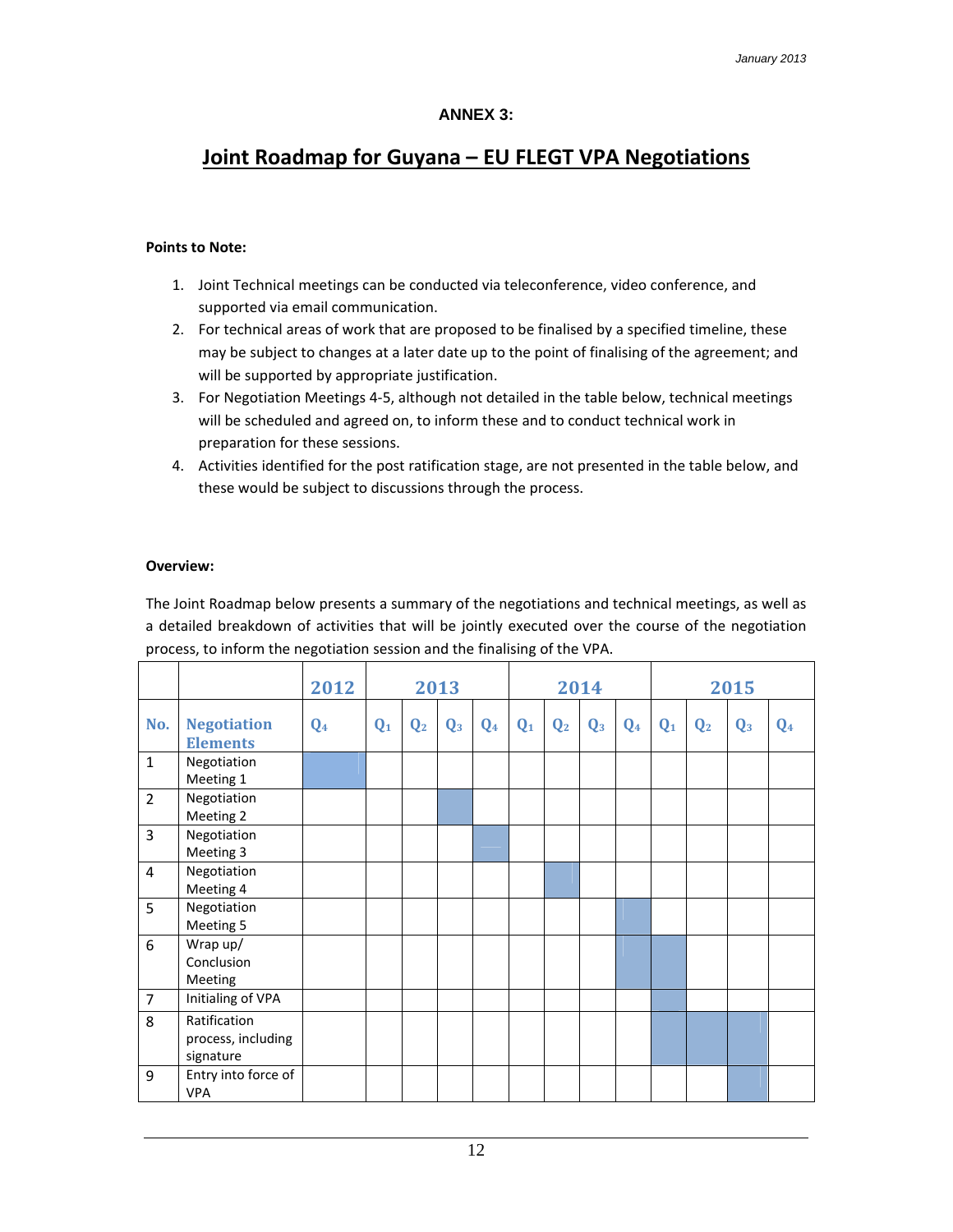**ANNEX 3:**

# Joint Roadmap for Guyana – EU FLEGT VPA Negotiations

**Points to Note:**

1. Joint Technical meetings can be conducted via teleconference, video conference, and supported via email communication.
2. For technical areas of work that are proposed to be finalised by a specified timeline, these may be subject to changes at a later date up to the point of finalising of the agreement; and will be supported by appropriate justification.
3. For Negotiation Meetings 4-5, although not detailed in the table below, technical meetings will be scheduled and agreed on, to inform these and to conduct technical work in preparation for these sessions.
4. Activities identified for the post ratification stage, are not presented in the table below, and these would be subject to discussions through the process.

**Overview:**

The Joint Roadmap below presents a summary of the negotiations and technical meetings, as well as a detailed breakdown of activities that will be jointly executed over the course of the negotiation process, to inform the negotiation session and the finalising of the VPA.

| | | 2012 | 2013 | | | | 2014 | | | | 2015 | | | |
|---|---|---|---|---|---|---|---|---|---|---|---|---|---|---|
| **No.** | **Negotiation Elements** | $Q_4$ | $Q_1$ | $Q_2$ | $Q_3$ | $Q_4$ | $Q_1$ | $Q_2$ | $Q_3$ | $Q_4$ | $Q_1$ | $Q_2$ | $Q_3$ | $Q_4$ |
| 1 | Negotiation Meeting 1 | ■ | | | | | | | | | | | | |
| 2 | Negotiation Meeting 2 | | | | ■ | | | | | | | | | |
| 3 | Negotiation Meeting 3 | | | | | ■ | | | | | | | | |
| 4 | Negotiation Meeting 4 | | | | | | | ■ | | | | | | |
| 5 | Negotiation Meeting 5 | | | | | | | | | ■ | | | | |
| 6 | Wrap up/ Conclusion Meeting | | | | | | | | | ■ | ■ | | | |
| 7 | Initialing of VPA | | | | | | | | | | ■ | | | |
| 8 | Ratification process, including signature | | | | | | | | | | ■ | ■ | ■ | |
| 9 | Entry into force of VPA | | | | | | | | | | | | ■ | |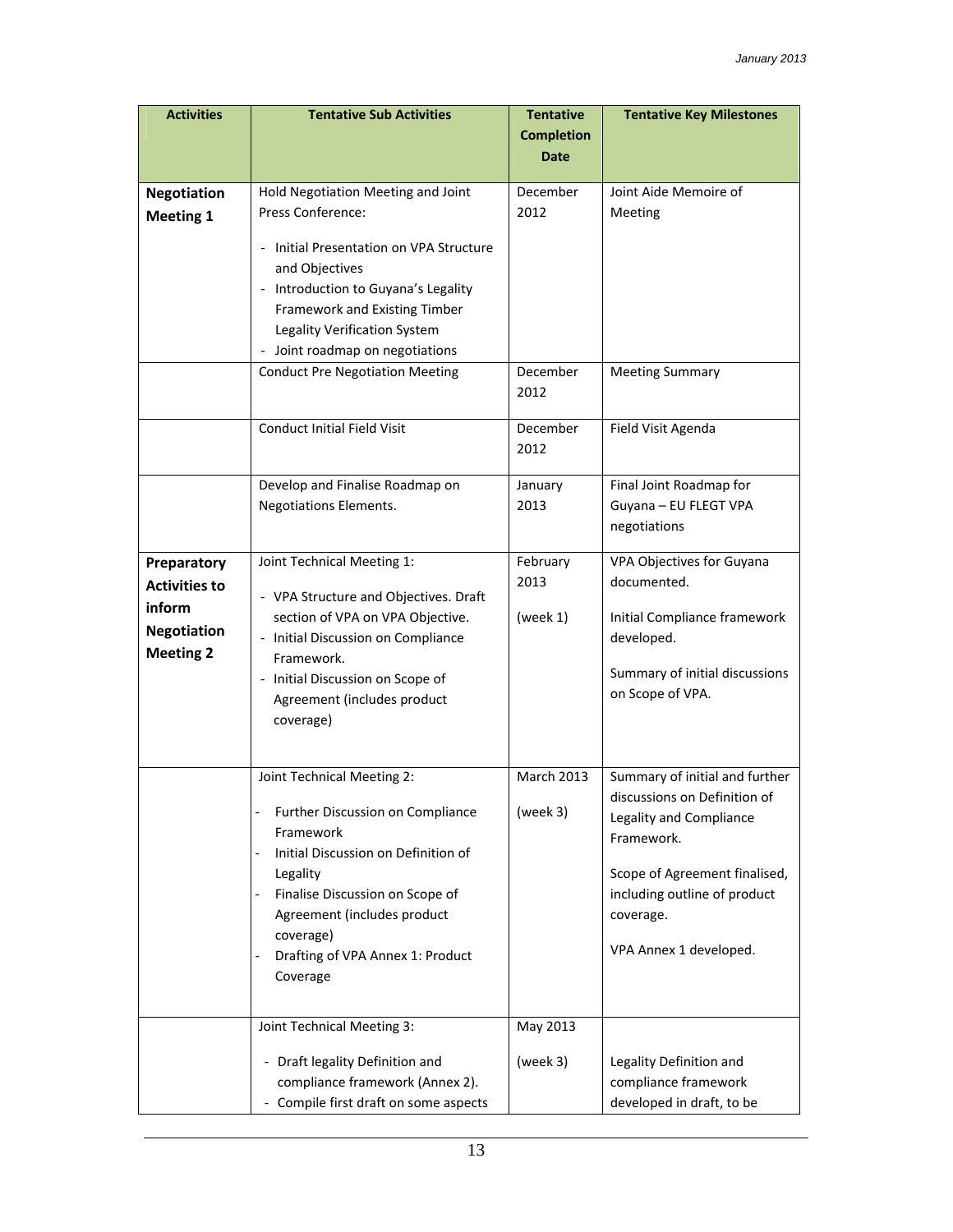| Activities | Tentative Sub Activities | Tentative Completion Date | Tentative Key Milestones |
|---|---|---|---|
| **Negotiation Meeting 1** | Hold Negotiation Meeting and Joint Press Conference:<br>- Initial Presentation on VPA Structure and Objectives<br>- Introduction to Guyana's Legality Framework and Existing Timber Legality Verification System<br>- Joint roadmap on negotiations | December 2012 | Joint Aide Memoire of Meeting |
| | Conduct Pre Negotiation Meeting | December 2012 | Meeting Summary |
| | Conduct Initial Field Visit | December 2012 | Field Visit Agenda |
| | Develop and Finalise Roadmap on Negotiations Elements. | January 2013 | Final Joint Roadmap for Guyana – EU FLEGT VPA negotiations |
| **Preparatory Activities to inform Negotiation Meeting 2** | Joint Technical Meeting 1:<br>- VPA Structure and Objectives. Draft section of VPA on VPA Objective.<br>- Initial Discussion on Compliance Framework.<br>- Initial Discussion on Scope of Agreement (includes product coverage) | February 2013<br>(week 1) | VPA Objectives for Guyana documented.<br>Initial Compliance framework developed.<br>Summary of initial discussions on Scope of VPA. |
| | Joint Technical Meeting 2:<br>- Further Discussion on Compliance Framework<br>- Initial Discussion on Definition of Legality<br>- Finalise Discussion on Scope of Agreement (includes product coverage)<br>- Drafting of VPA Annex 1: Product Coverage | March 2013<br>(week 3) | Summary of initial and further discussions on Definition of Legality and Compliance Framework.<br>Scope of Agreement finalised, including outline of product coverage.<br>VPA Annex 1 developed. |
| | Joint Technical Meeting 3:<br>- Draft legality Definition and compliance framework (Annex 2).<br>- Compile first draft on some aspects | May 2013<br>(week 3) | Legality Definition and compliance framework developed in draft, to be |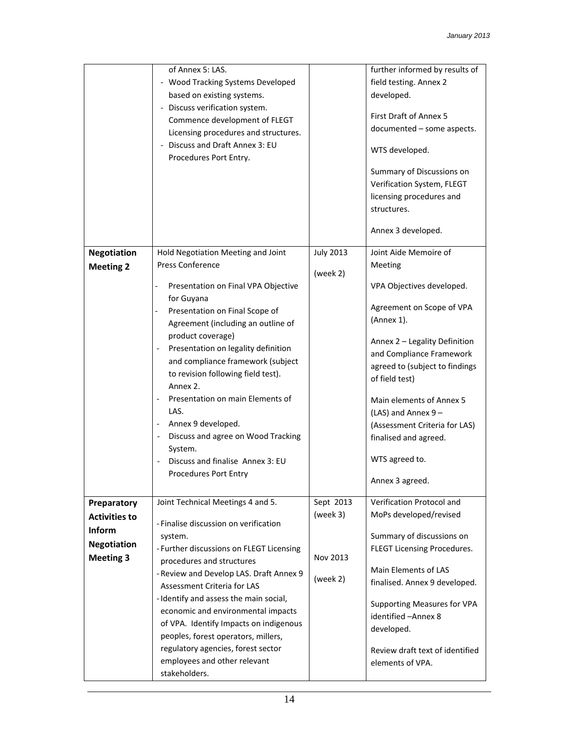| | | | |
|---|---|---|---|
| | of Annex 5: LAS.<br>- Wood Tracking Systems Developed based on existing systems.<br>- Discuss verification system. Commence development of FLEGT Licensing procedures and structures.<br>- Discuss and Draft Annex 3: EU Procedures Port Entry. | | further informed by results of field testing. Annex 2 developed.<br><br>First Draft of Annex 5 documented – some aspects.<br><br>WTS developed.<br><br>Summary of Discussions on Verification System, FLEGT licensing procedures and structures.<br><br>Annex 3 developed. |
| **Negotiation Meeting 2** | Hold Negotiation Meeting and Joint Press Conference<br><br>- Presentation on Final VPA Objective for Guyana<br>- Presentation on Final Scope of Agreement (including an outline of product coverage)<br>- Presentation on legality definition and compliance framework (subject to revision following field test). Annex 2.<br>- Presentation on main Elements of LAS.<br>- Annex 9 developed.<br>- Discuss and agree on Wood Tracking System.<br>- Discuss and finalise Annex 3: EU Procedures Port Entry | July 2013<br><br>(week 2) | Joint Aide Memoire of Meeting<br><br>VPA Objectives developed.<br><br>Agreement on Scope of VPA (Annex 1).<br><br>Annex 2 – Legality Definition and Compliance Framework agreed to (subject to findings of field test)<br><br>Main elements of Annex 5 (LAS) and Annex 9 – (Assessment Criteria for LAS) finalised and agreed.<br><br>WTS agreed to.<br><br>Annex 3 agreed. |
| **Preparatory Activities to Inform Negotiation Meeting 3** | Joint Technical Meetings 4 and 5.<br><br>- Finalise discussion on verification system.<br>- Further discussions on FLEGT Licensing procedures and structures<br>- Review and Develop LAS. Draft Annex 9 Assessment Criteria for LAS<br>- Identify and assess the main social, economic and environmental impacts of VPA. Identify Impacts on indigenous peoples, forest operators, millers, regulatory agencies, forest sector employees and other relevant stakeholders. | Sept 2013<br>(week 3)<br><br>Nov 2013<br><br>(week 2) | Verification Protocol and MoPs developed/revised<br><br>Summary of discussions on FLEGT Licensing Procedures.<br><br>Main Elements of LAS finalised. Annex 9 developed.<br><br>Supporting Measures for VPA identified –Annex 8 developed.<br><br>Review draft text of identified elements of VPA. |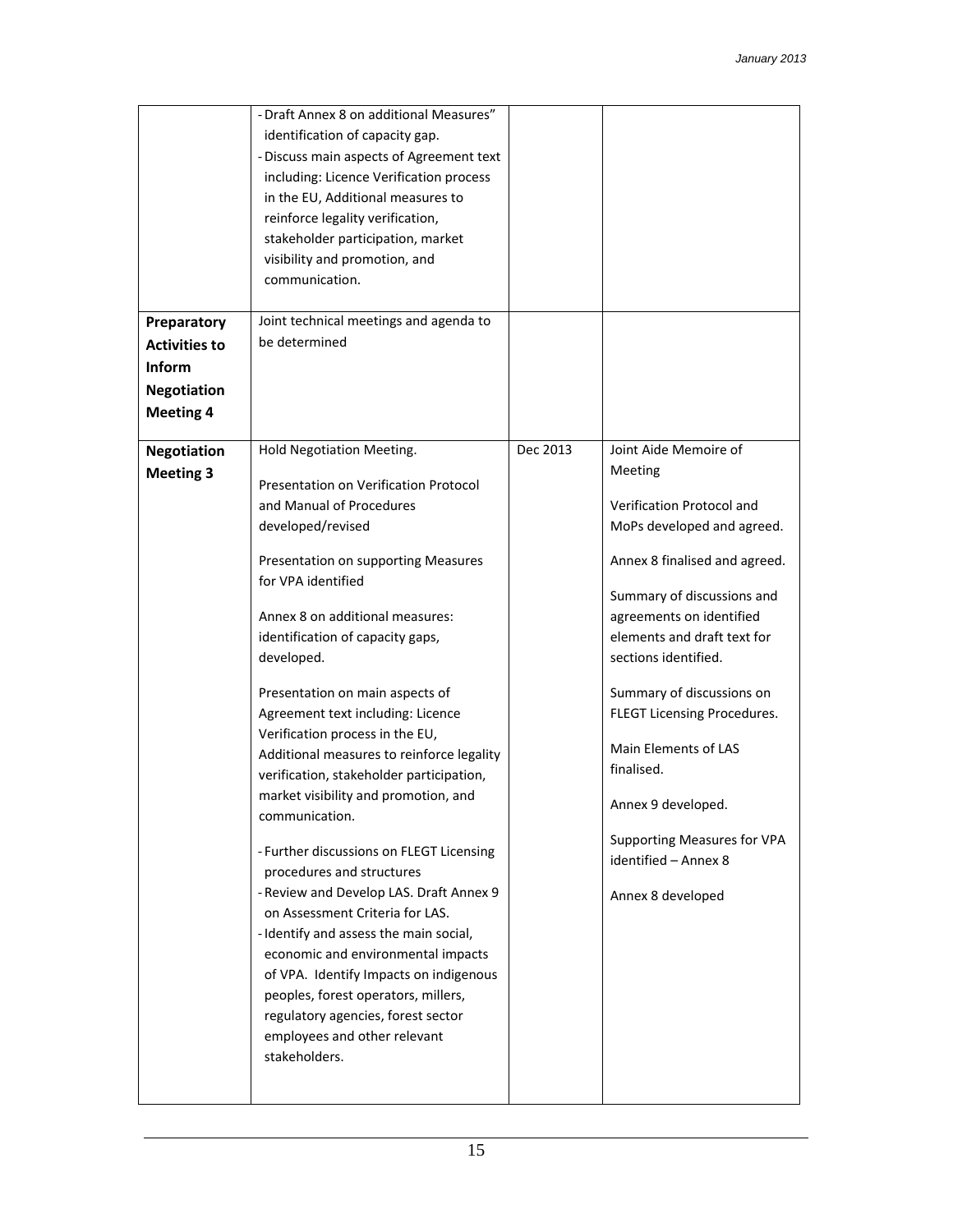| | | | |
|---|---|---|---|
| | - Draft Annex 8 on additional Measures" identification of capacity gap.<br>- Discuss main aspects of Agreement text including: Licence Verification process in the EU, Additional measures to reinforce legality verification, stakeholder participation, market visibility and promotion, and communication. | | |
| **Preparatory Activities to Inform Negotiation Meeting 4** | Joint technical meetings and agenda to be determined | | |
| **Negotiation Meeting 3** | Hold Negotiation Meeting.<br><br>Presentation on Verification Protocol and Manual of Procedures developed/revised<br><br>Presentation on supporting Measures for VPA identified<br><br>Annex 8 on additional measures: identification of capacity gaps, developed.<br><br>Presentation on main aspects of Agreement text including: Licence Verification process in the EU, Additional measures to reinforce legality verification, stakeholder participation, market visibility and promotion, and communication.<br><br>- Further discussions on FLEGT Licensing procedures and structures<br>- Review and Develop LAS. Draft Annex 9 on Assessment Criteria for LAS.<br>- Identify and assess the main social, economic and environmental impacts of VPA. Identify Impacts on indigenous peoples, forest operators, millers, regulatory agencies, forest sector employees and other relevant stakeholders. | Dec 2013 | Joint Aide Memoire of Meeting<br><br>Verification Protocol and MoPs developed and agreed.<br><br>Annex 8 finalised and agreed.<br><br>Summary of discussions and agreements on identified elements and draft text for sections identified.<br><br>Summary of discussions on FLEGT Licensing Procedures.<br><br>Main Elements of LAS finalised.<br><br>Annex 9 developed.<br><br>Supporting Measures for VPA identified – Annex 8<br><br>Annex 8 developed |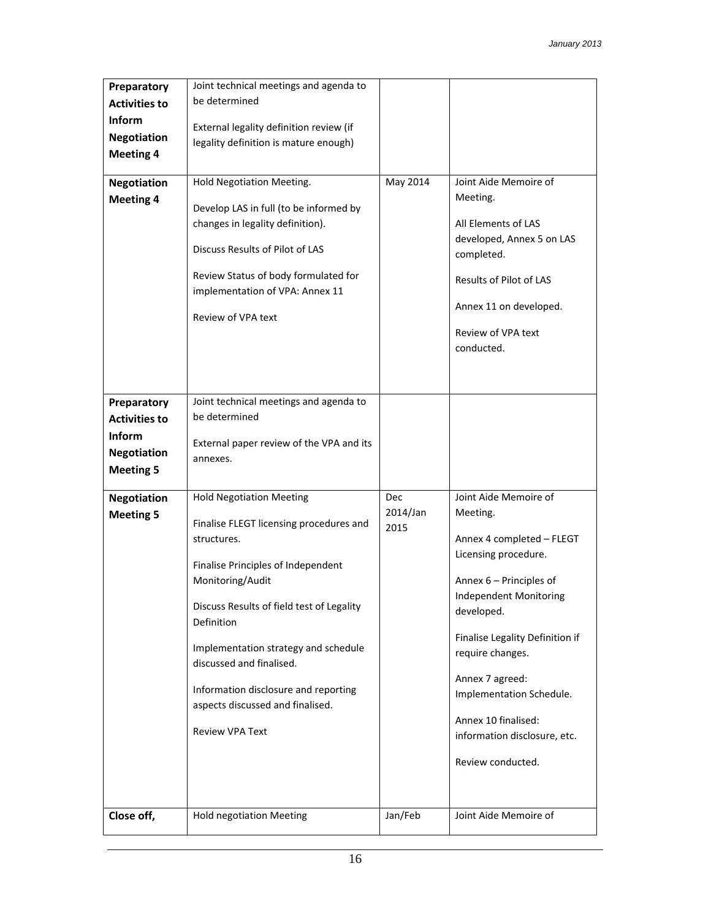| **Preparatory Activities to Inform Negotiation Meeting 4** | Joint technical meetings and agenda to be determined<br><br>External legality definition review (if legality definition is mature enough) | | |
|---|---|---|---|
| **Negotiation Meeting 4** | Hold Negotiation Meeting.<br><br>Develop LAS in full (to be informed by changes in legality definition).<br><br>Discuss Results of Pilot of LAS<br><br>Review Status of body formulated for implementation of VPA: Annex 11<br><br>Review of VPA text | May 2014 | Joint Aide Memoire of Meeting.<br><br>All Elements of LAS developed, Annex 5 on LAS completed.<br><br>Results of Pilot of LAS<br><br>Annex 11 on developed.<br><br>Review of VPA text conducted. |
| **Preparatory Activities to Inform Negotiation Meeting 5** | Joint technical meetings and agenda to be determined<br><br>External paper review of the VPA and its annexes. | | |
| **Negotiation Meeting 5** | Hold Negotiation Meeting<br><br>Finalise FLEGT licensing procedures and structures.<br><br>Finalise Principles of Independent Monitoring/Audit<br><br>Discuss Results of field test of Legality Definition<br><br>Implementation strategy and schedule discussed and finalised.<br><br>Information disclosure and reporting aspects discussed and finalised.<br><br>Review VPA Text | Dec 2014/Jan 2015 | Joint Aide Memoire of Meeting.<br><br>Annex 4 completed – FLEGT Licensing procedure.<br><br>Annex 6 – Principles of Independent Monitoring developed.<br><br>Finalise Legality Definition if require changes.<br><br>Annex 7 agreed: Implementation Schedule.<br><br>Annex 10 finalised: information disclosure, etc.<br><br>Review conducted. |
| **Close off,** | Hold negotiation Meeting | Jan/Feb | Joint Aide Memoire of |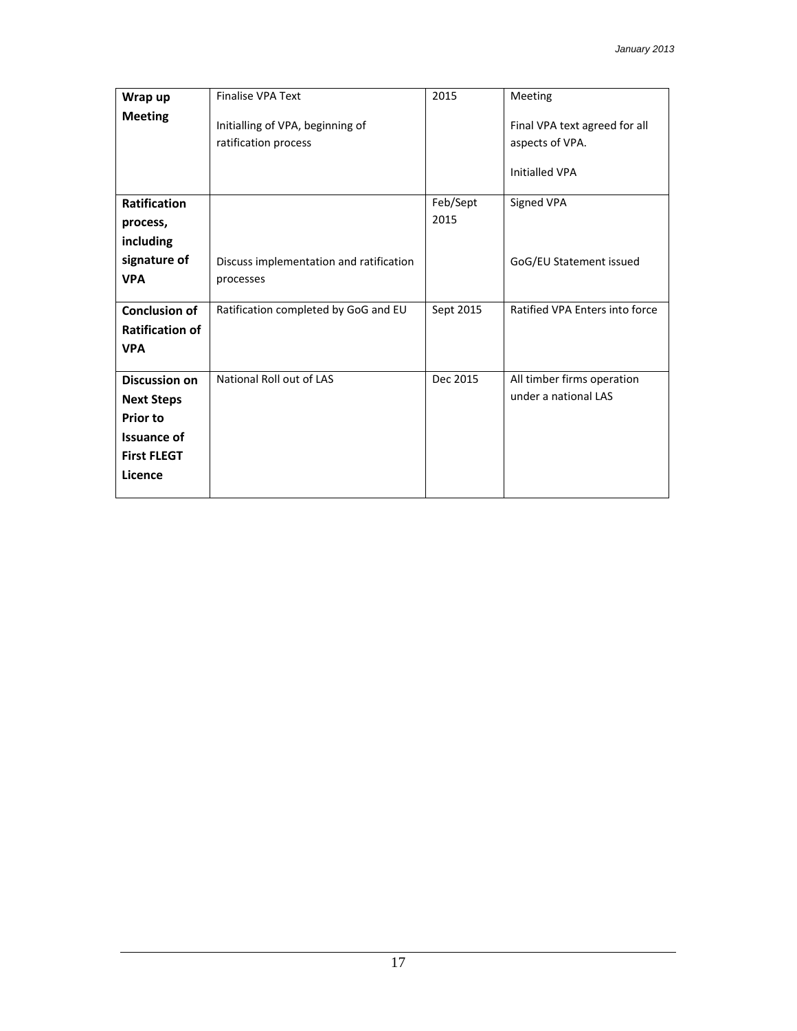| | | | |
|---|---|---|---|
| **Wrap up Meeting** | Finalise VPA Text<br><br>Initialling of VPA, beginning of ratification process | 2015 | Meeting<br><br>Final VPA text agreed for all aspects of VPA.<br><br>Initialled VPA |
| **Ratification process, including signature of VPA** | Discuss implementation and ratification processes | Feb/Sept 2015 | Signed VPA<br><br>GoG/EU Statement issued |
| **Conclusion of Ratification of VPA** | Ratification completed by GoG and EU | Sept 2015 | Ratified VPA Enters into force |
| **Discussion on Next Steps Prior to Issuance of First FLEGT Licence** | National Roll out of LAS | Dec 2015 | All timber firms operation under a national LAS |